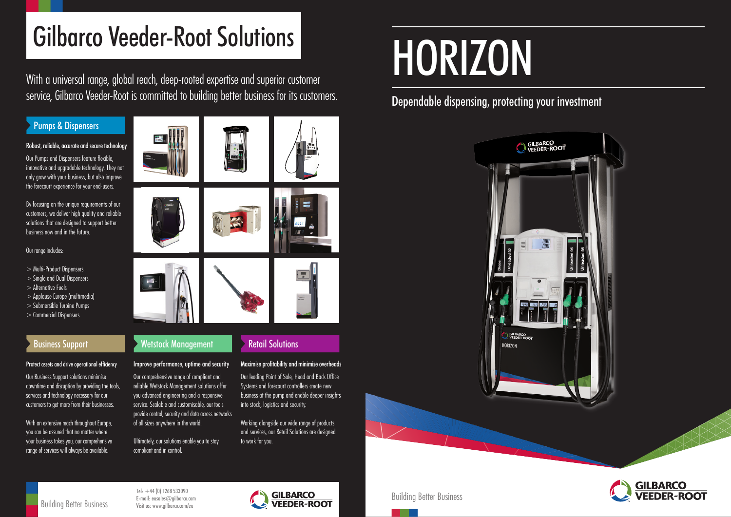# Gilbarco Veeder-Root Solutions

With a universal range, global reach, deep-rooted expertise and superior customer service, Gilbarco Veeder-Root is committed to building better business for its customers.

## Pumps & Dispensers

**Robust, reliable, accurate and secure technology**

Our Pumps and Dispensers feature flexible, innovative and upgradable technology. They not only grow with your business, but also improve the forecourt experience for your end-users.

By focusing on the unique requirements of our customers, we deliver high quality and reliable solutions that are designed to support better business now and in the future.

Our range includes:

> Multi-Product Dispensers
> Single and Dual Dispensers
> Alternative Fuels
> Applause Europe (multimedia)
> Submersible Turbine Pumps
> Commercial Dispensers

## Business Support

**Protect assets and drive operational efficiency**

Our Business Support solutions minimise downtime and disruption by providing the tools, services and technology necessary for our customers to get more from their businesses.

With an extensive reach throughout Europe, you can be assured that no matter where your business takes you, our comprehensive range of services will always be available.

## Wetstock Management

**Improve performance, uptime and security**

Our comprehensive range of compliant and reliable Wetstock Management solutions offer you advanced engineering and a responsive service. Scalable and customisable, our tools provide control, security and data across networks of all sizes anywhere in the world.

Ultimately, our solutions enable you to stay compliant and in control.

## Retail Solutions

**Maximise profitability and minimise overheads**

Our leading Point of Sale, Head and Back Office Systems and forecourt controllers create new business at the pump and enable deeper insights into stock, logistics and security.

Working alongside our wide range of products and services, our Retail Solutions are designed to work for you.

Building Better Business

Tel: +44 (0) 1268 533090
E-mail: eusales@gilbarco.com
Visit us: www.gilbarco.com/eu

GILBARCO VEEDER-ROOT

# HORIZON

## Dependable dispensing, protecting your investment

Building Better Business

GILBARCO VEEDER-ROOT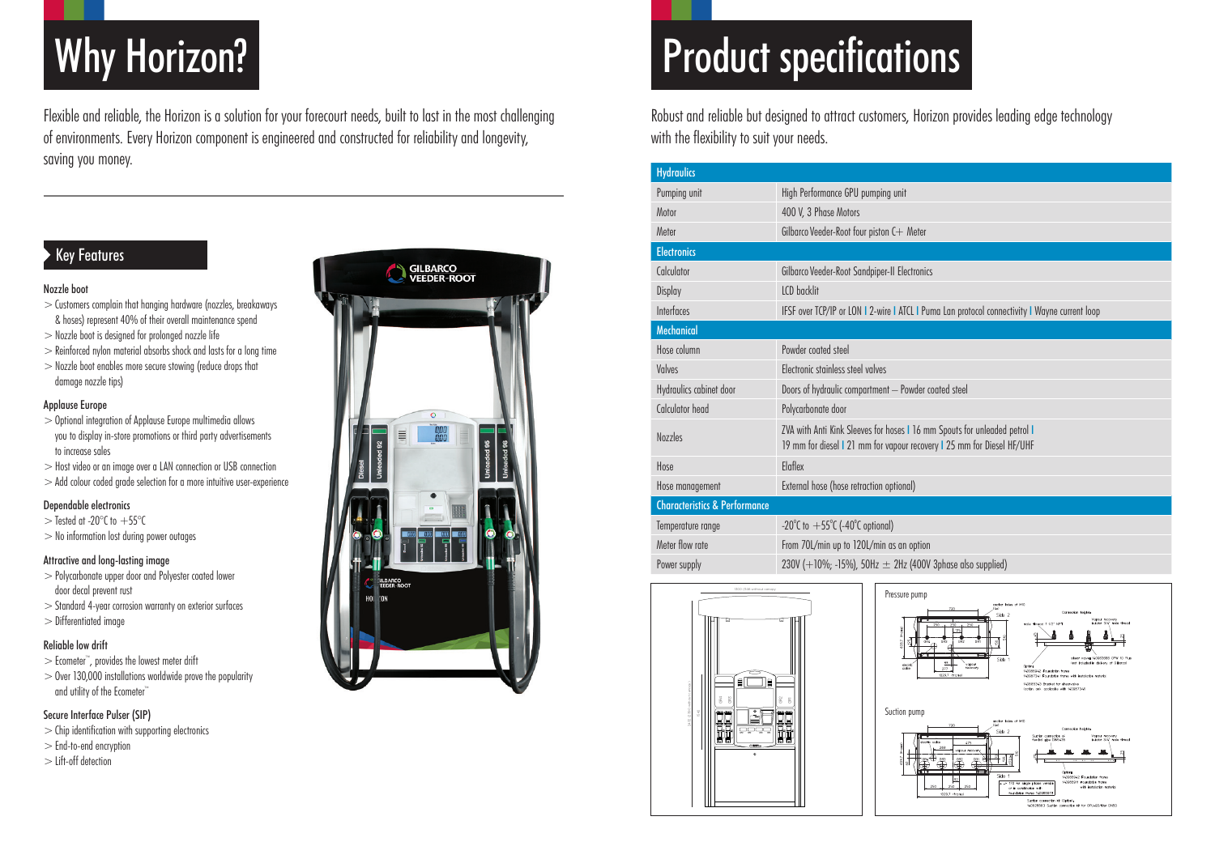# Why Horizon?

Flexible and reliable, the Horizon is a solution for your forecourt needs, built to last in the most challenging of environments. Every Horizon component is engineered and constructed for reliability and longevity, saving you money.

## Key Features

### Nozzle boot

> Customers complain that hanging hardware (nozzles, breakaways & hoses) represent 40% of their overall maintenance spend
> Nozzle boot is designed for prolonged nozzle life
> Reinforced nylon material absorbs shock and lasts for a long time
> Nozzle boot enables more secure stowing (reduce drops that damage nozzle tips)

### Applause Europe

> Optional integration of Applause Europe multimedia allows you to display in-store promotions or third party advertisements to increase sales
> Host video or an image over a LAN connection or USB connection
> Add colour coded grade selection for a more intuitive user-experience

### Dependable electronics

> Tested at -20°C to +55°C
> No information lost during power outages

### Attractive and long-lasting image

> Polycarbonate upper door and Polyester coated lower door decal prevent rust
> Standard 4-year corrosion warranty on exterior surfaces
> Differentiated image

### Reliable low drift

> Ecometer™, provides the lowest meter drift
> Over 130,000 installations worldwide prove the popularity and utility of the Ecometer™

### Secure Interface Pulser (SIP)

> Chip identification with supporting electronics
> End-to-end encryption
> Lift-off detection

# Product specifications

Robust and reliable but designed to attract customers, Horizon provides leading edge technology with the flexibility to suit your needs.

| | |
|---|---|
| **Hydraulics** | |
| Pumping unit | High Performance GPU pumping unit |
| Motor | 400 V, 3 Phase Motors |
| Meter | Gilbarco Veeder-Root four piston C+ Meter |
| **Electronics** | |
| Calculator | Gilbarco Veeder-Root Sandpiper-II Electronics |
| Display | LCD backlit |
| Interfaces | IFSF over TCP/IP or LON \| 2-wire \| ATCL \| Puma Lan protocol connectivity \| Wayne current loop |
| **Mechanical** | |
| Hose column | Powder coated steel |
| Valves | Electronic stainless steel valves |
| Hydraulics cabinet door | Doors of hydraulic compartment – Powder coated steel |
| Calculator head | Polycarbonate door |
| Nozzles | ZVA with Anti Kink Sleeves for hoses \| 16 mm Spouts for unleaded petrol \| 19 mm for diesel \| 21 mm for vapour recovery \| 25 mm for Diesel HF/UHF |
| Hose | Elaflex |
| Hose management | External hose (hose retraction optional) |
| **Characteristics & Performance** | |
| Temperature range | -20°C to +55°C (-40°C optional) |
| Meter flow rate | From 70L/min up to 120L/min as an option |
| Power supply | 230V (+10%; -15%), 50Hz ± 2Hz (400V 3phase also supplied) |

Pressure pump

Suction pump